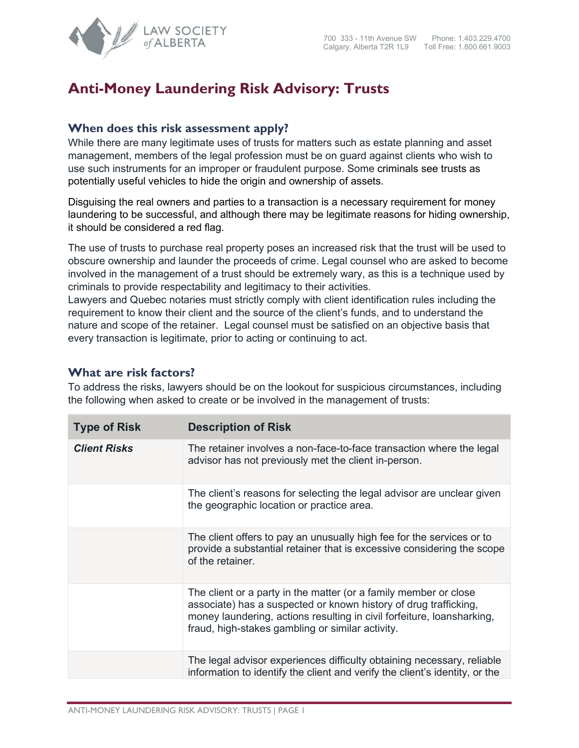# Anti-Money Laundering Risk Advisory: Trusts

## When does this risk assessment apply?

While there are many legitimate uses of trusts for matters such as estate planning and asset management, members of the legal profession must be on guard against clients who wish to use such instruments for an improper or fraudulent purpose. Some criminals see trusts as potentially useful vehicles to hide the origin and ownership of assets.

Disguising the real owners and parties to a transaction is a necessary requirement for money laundering to be successful, and although there may be legitimate reasons for hiding ownership, it should be considered a red flag.

The use of trusts to purchase real property poses an increased risk that the trust will be used to obscure ownership and launder the proceeds of crime. Legal counsel who are asked to become involved in the management of a trust should be extremely wary, as this is a technique used by criminals to provide respectability and legitimacy to their activities.

Lawyers and Quebec notaries must strictly comply with client identification rules including the requirement to know their client and the source of the client's funds, and to understand the nature and scope of the retainer. Legal counsel must be satisfied on an objective basis that every transaction is legitimate, prior to acting or continuing to act.

## What are risk factors?

To address the risks, lawyers should be on the lookout for suspicious circumstances, including the following when asked to create or be involved in the management of trusts:

| Type of Risk | Description of Risk |
|---|---|
| ***Client Risks*** | The retainer involves a non-face-to-face transaction where the legal advisor has not previously met the client in-person. |
| | The client's reasons for selecting the legal advisor are unclear given the geographic location or practice area. |
| | The client offers to pay an unusually high fee for the services or to provide a substantial retainer that is excessive considering the scope of the retainer. |
| | The client or a party in the matter (or a family member or close associate) has a suspected or known history of drug trafficking, money laundering, actions resulting in civil forfeiture, loansharking, fraud, high-stakes gambling or similar activity. |
| | The legal advisor experiences difficulty obtaining necessary, reliable information to identify the client and verify the client's identity, or the |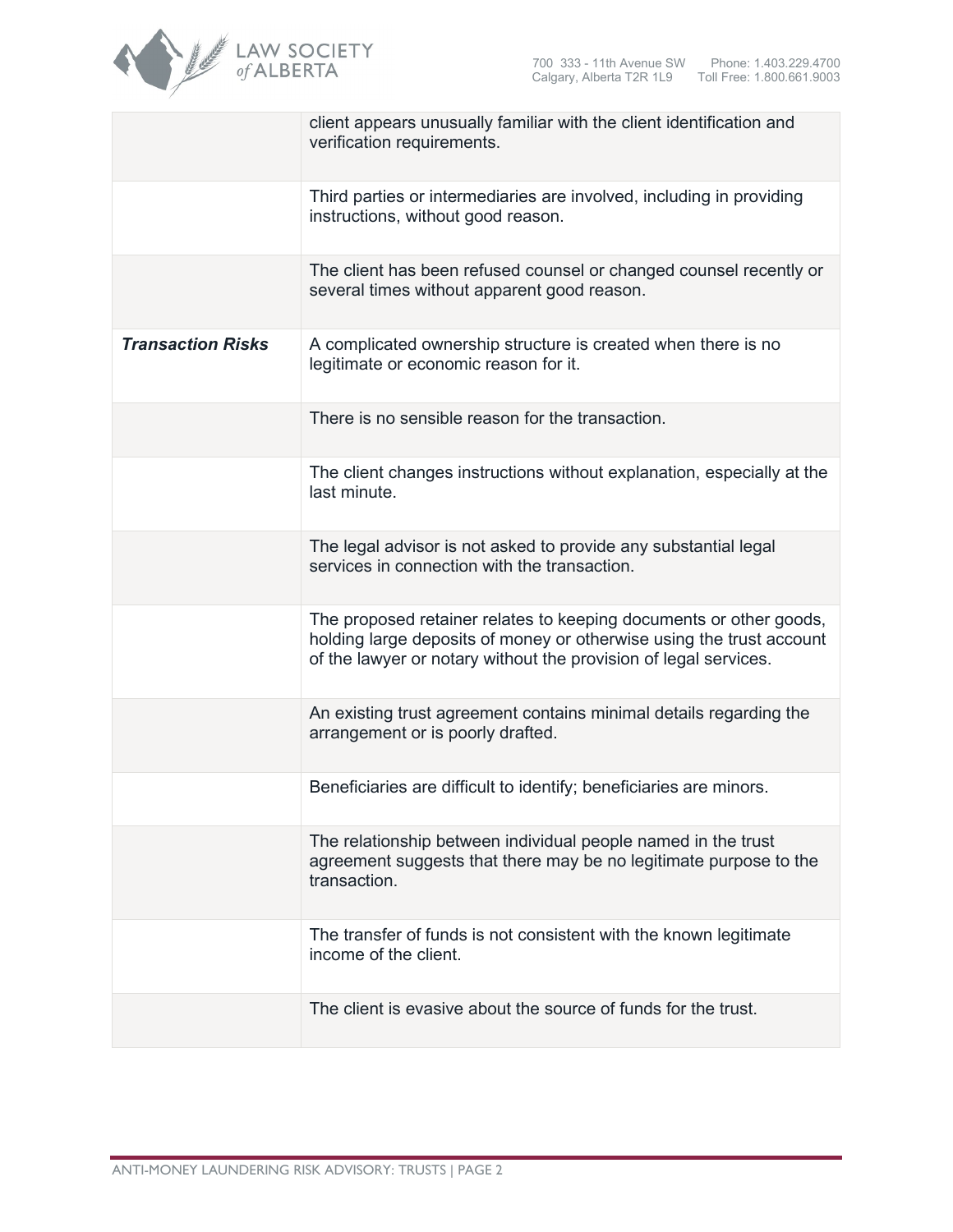| | |
|---|---|
| | client appears unusually familiar with the client identification and verification requirements. |
| | Third parties or intermediaries are involved, including in providing instructions, without good reason. |
| | The client has been refused counsel or changed counsel recently or several times without apparent good reason. |
| ***Transaction Risks*** | A complicated ownership structure is created when there is no legitimate or economic reason for it. |
| | There is no sensible reason for the transaction. |
| | The client changes instructions without explanation, especially at the last minute. |
| | The legal advisor is not asked to provide any substantial legal services in connection with the transaction. |
| | The proposed retainer relates to keeping documents or other goods, holding large deposits of money or otherwise using the trust account of the lawyer or notary without the provision of legal services. |
| | An existing trust agreement contains minimal details regarding the arrangement or is poorly drafted. |
| | Beneficiaries are difficult to identify; beneficiaries are minors. |
| | The relationship between individual people named in the trust agreement suggests that there may be no legitimate purpose to the transaction. |
| | The transfer of funds is not consistent with the known legitimate income of the client. |
| | The client is evasive about the source of funds for the trust. |